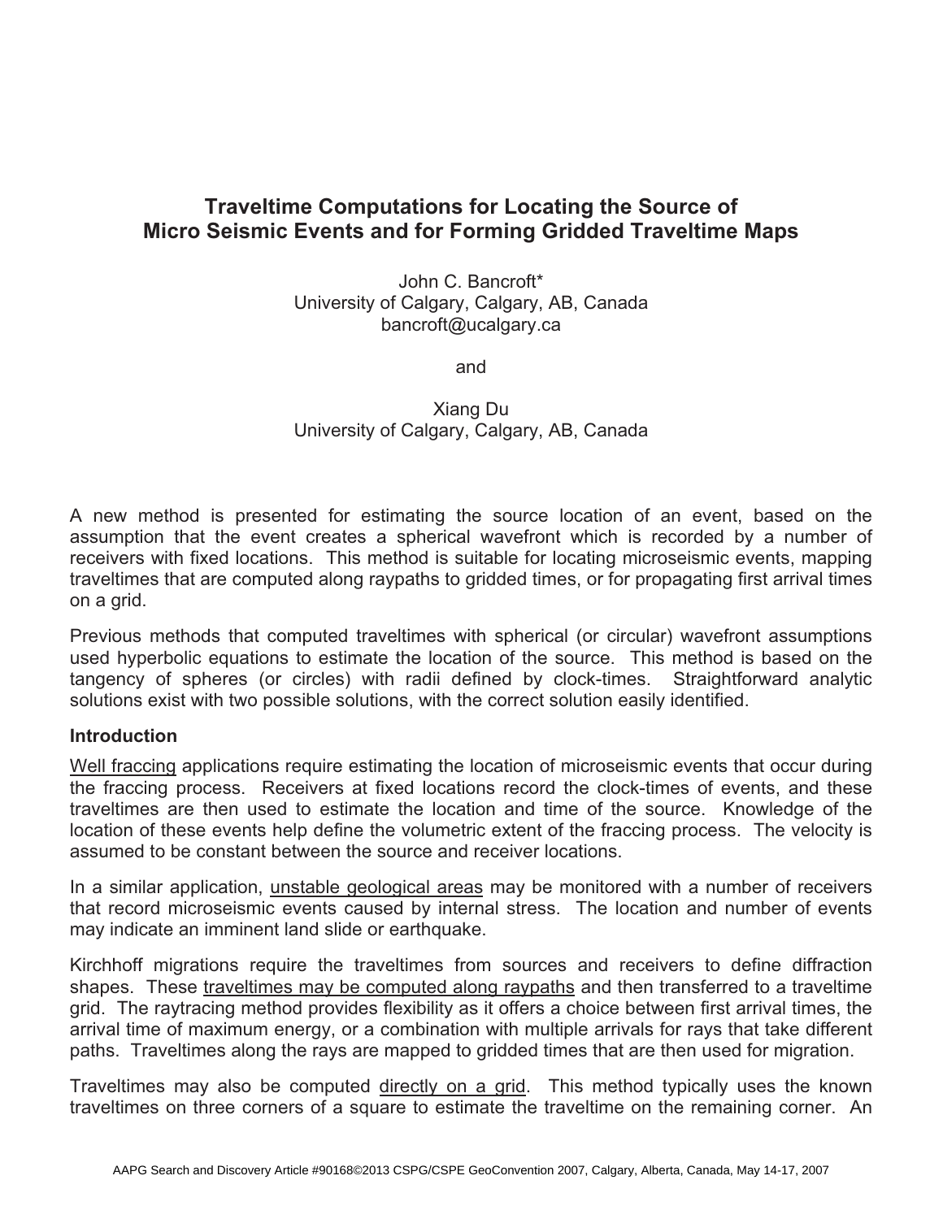# Traveltime Computations for Locating the Source of Micro Seismic Events and for Forming Gridded Traveltime Maps

John C. Bancroft*
University of Calgary, Calgary, AB, Canada
bancroft@ucalgary.ca

and

Xiang Du
University of Calgary, Calgary, AB, Canada

A new method is presented for estimating the source location of an event, based on the assumption that the event creates a spherical wavefront which is recorded by a number of receivers with fixed locations. This method is suitable for locating microseismic events, mapping traveltimes that are computed along raypaths to gridded times, or for propagating first arrival times on a grid.

Previous methods that computed traveltimes with spherical (or circular) wavefront assumptions used hyperbolic equations to estimate the location of the source. This method is based on the tangency of spheres (or circles) with radii defined by clock-times. Straightforward analytic solutions exist with two possible solutions, with the correct solution easily identified.

## Introduction

Well fraccing applications require estimating the location of microseismic events that occur during the fraccing process. Receivers at fixed locations record the clock-times of events, and these traveltimes are then used to estimate the location and time of the source. Knowledge of the location of these events help define the volumetric extent of the fraccing process. The velocity is assumed to be constant between the source and receiver locations.

In a similar application, unstable geological areas may be monitored with a number of receivers that record microseismic events caused by internal stress. The location and number of events may indicate an imminent land slide or earthquake.

Kirchhoff migrations require the traveltimes from sources and receivers to define diffraction shapes. These traveltimes may be computed along raypaths and then transferred to a traveltime grid. The raytracing method provides flexibility as it offers a choice between first arrival times, the arrival time of maximum energy, or a combination with multiple arrivals for rays that take different paths. Traveltimes along the rays are mapped to gridded times that are then used for migration.

Traveltimes may also be computed directly on a grid. This method typically uses the known traveltimes on three corners of a square to estimate the traveltime on the remaining corner. An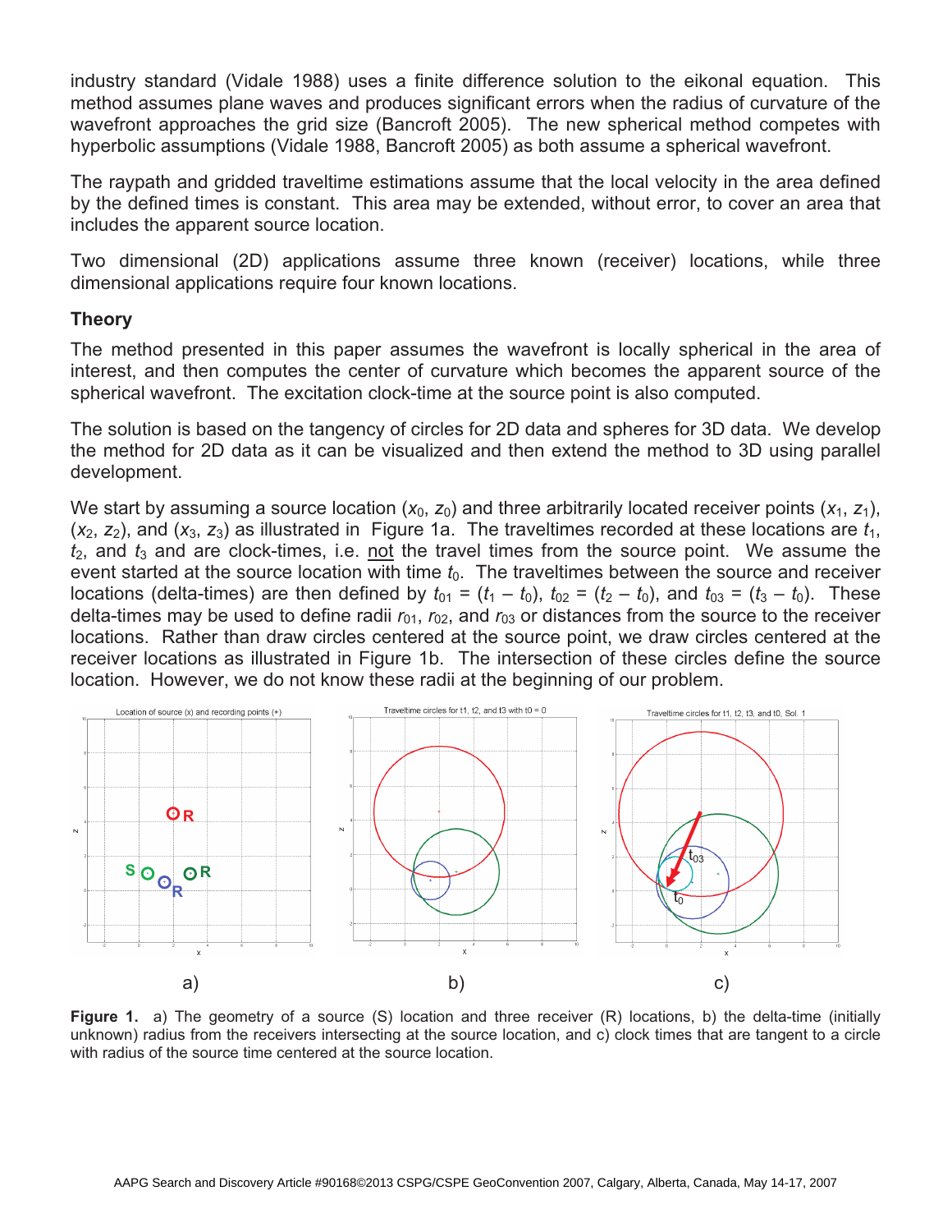industry standard (Vidale 1988) uses a finite difference solution to the eikonal equation. This method assumes plane waves and produces significant errors when the radius of curvature of the wavefront approaches the grid size (Bancroft 2005). The new spherical method competes with hyperbolic assumptions (Vidale 1988, Bancroft 2005) as both assume a spherical wavefront.

The raypath and gridded traveltime estimations assume that the local velocity in the area defined by the defined times is constant. This area may be extended, without error, to cover an area that includes the apparent source location.

Two dimensional (2D) applications assume three known (receiver) locations, while three dimensional applications require four known locations.

### Theory

The method presented in this paper assumes the wavefront is locally spherical in the area of interest, and then computes the center of curvature which becomes the apparent source of the spherical wavefront. The excitation clock-time at the source point is also computed.

The solution is based on the tangency of circles for 2D data and spheres for 3D data. We develop the method for 2D data as it can be visualized and then extend the method to 3D using parallel development.

We start by assuming a source location ($x_0$, $z_0$) and three arbitrarily located receiver points ($x_1$, $z_1$), ($x_2$, $z_2$), and ($x_3$, $z_3$) as illustrated in Figure 1a. The traveltimes recorded at these locations are $t_1$, $t_2$, and $t_3$ and are clock-times, i.e. not the travel times from the source point. We assume the event started at the source location with time $t_0$. The traveltimes between the source and receiver locations (delta-times) are then defined by $t_{01} = (t_1 - t_0)$, $t_{02} = (t_2 - t_0)$, and $t_{03} = (t_3 - t_0)$. These delta-times may be used to define radii $r_{01}$, $r_{02}$, and $r_{03}$ or distances from the source to the receiver locations. Rather than draw circles centered at the source point, we draw circles centered at the receiver locations as illustrated in Figure 1b. The intersection of these circles define the source location. However, we do not know these radii at the beginning of our problem.

**Figure 1.** a) The geometry of a source (S) location and three receiver (R) locations, b) the delta-time (initially unknown) radius from the receivers intersecting at the source location, and c) clock times that are tangent to a circle with radius of the source time centered at the source location.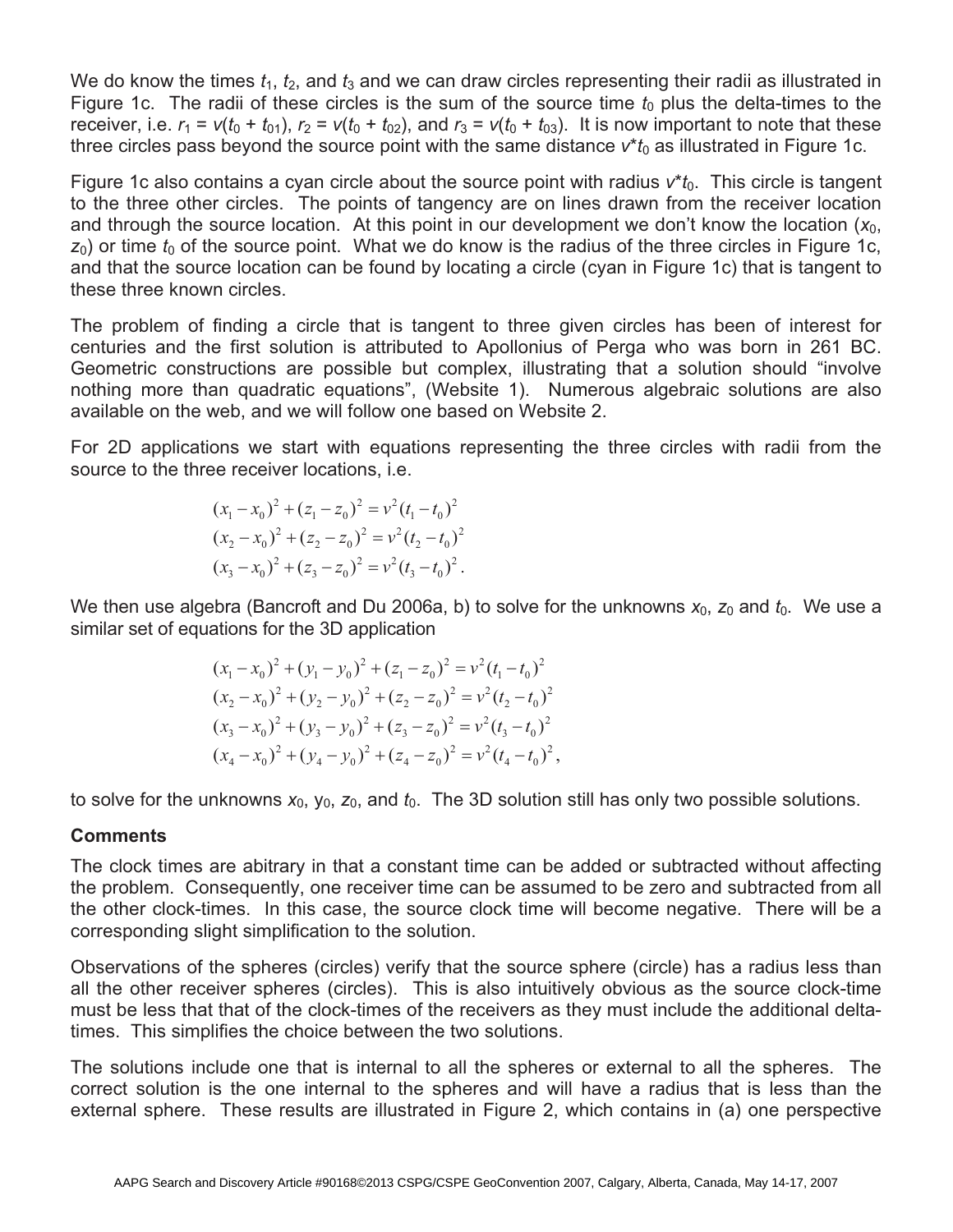We do know the times $t_1$, $t_2$, and $t_3$ and we can draw circles representing their radii as illustrated in Figure 1c. The radii of these circles is the sum of the source time $t_0$ plus the delta-times to the receiver, i.e. $r_1 = v(t_0 + t_{01})$, $r_2 = v(t_0 + t_{02})$, and $r_3 = v(t_0 + t_{03})$. It is now important to note that these three circles pass beyond the source point with the same distance $v*t_0$ as illustrated in Figure 1c.

Figure 1c also contains a cyan circle about the source point with radius $v*t_0$. This circle is tangent to the three other circles. The points of tangency are on lines drawn from the receiver location and through the source location. At this point in our development we don't know the location ($x_0$, $z_0$) or time $t_0$ of the source point. What we do know is the radius of the three circles in Figure 1c, and that the source location can be found by locating a circle (cyan in Figure 1c) that is tangent to these three known circles.

The problem of finding a circle that is tangent to three given circles has been of interest for centuries and the first solution is attributed to Apollonius of Perga who was born in 261 BC. Geometric constructions are possible but complex, illustrating that a solution should "involve nothing more than quadratic equations", (Website 1). Numerous algebraic solutions are also available on the web, and we will follow one based on Website 2.

For 2D applications we start with equations representing the three circles with radii from the source to the three receiver locations, i.e.

$$
\begin{aligned}
(x_1 - x_0)^2 + (z_1 - z_0)^2 &= v^2(t_1 - t_0)^2 \\
(x_2 - x_0)^2 + (z_2 - z_0)^2 &= v^2(t_2 - t_0)^2 \\
(x_3 - x_0)^2 + (z_3 - z_0)^2 &= v^2(t_3 - t_0)^2 .
\end{aligned}
$$

We then use algebra (Bancroft and Du 2006a, b) to solve for the unknowns $x_0$, $z_0$ and $t_0$. We use a similar set of equations for the 3D application

$$
\begin{aligned}
(x_1 - x_0)^2 + (y_1 - y_0)^2 + (z_1 - z_0)^2 &= v^2(t_1 - t_0)^2 \\
(x_2 - x_0)^2 + (y_2 - y_0)^2 + (z_2 - z_0)^2 &= v^2(t_2 - t_0)^2 \\
(x_3 - x_0)^2 + (y_3 - y_0)^2 + (z_3 - z_0)^2 &= v^2(t_3 - t_0)^2 \\
(x_4 - x_0)^2 + (y_4 - y_0)^2 + (z_4 - z_0)^2 &= v^2(t_4 - t_0)^2 ,
\end{aligned}
$$

to solve for the unknowns $x_0$, $y_0$, $z_0$, and $t_0$. The 3D solution still has only two possible solutions.

**Comments**

The clock times are abitrary in that a constant time can be added or subtracted without affecting the problem. Consequently, one receiver time can be assumed to be zero and subtracted from all the other clock-times. In this case, the source clock time will become negative. There will be a corresponding slight simplification to the solution.

Observations of the spheres (circles) verify that the source sphere (circle) has a radius less than all the other receiver spheres (circles). This is also intuitively obvious as the source clock-time must be less that that of the clock-times of the receivers as they must include the additional delta-times. This simplifies the choice between the two solutions.

The solutions include one that is internal to all the spheres or external to all the spheres. The correct solution is the one internal to the spheres and will have a radius that is less than the external sphere. These results are illustrated in Figure 2, which contains in (a) one perspective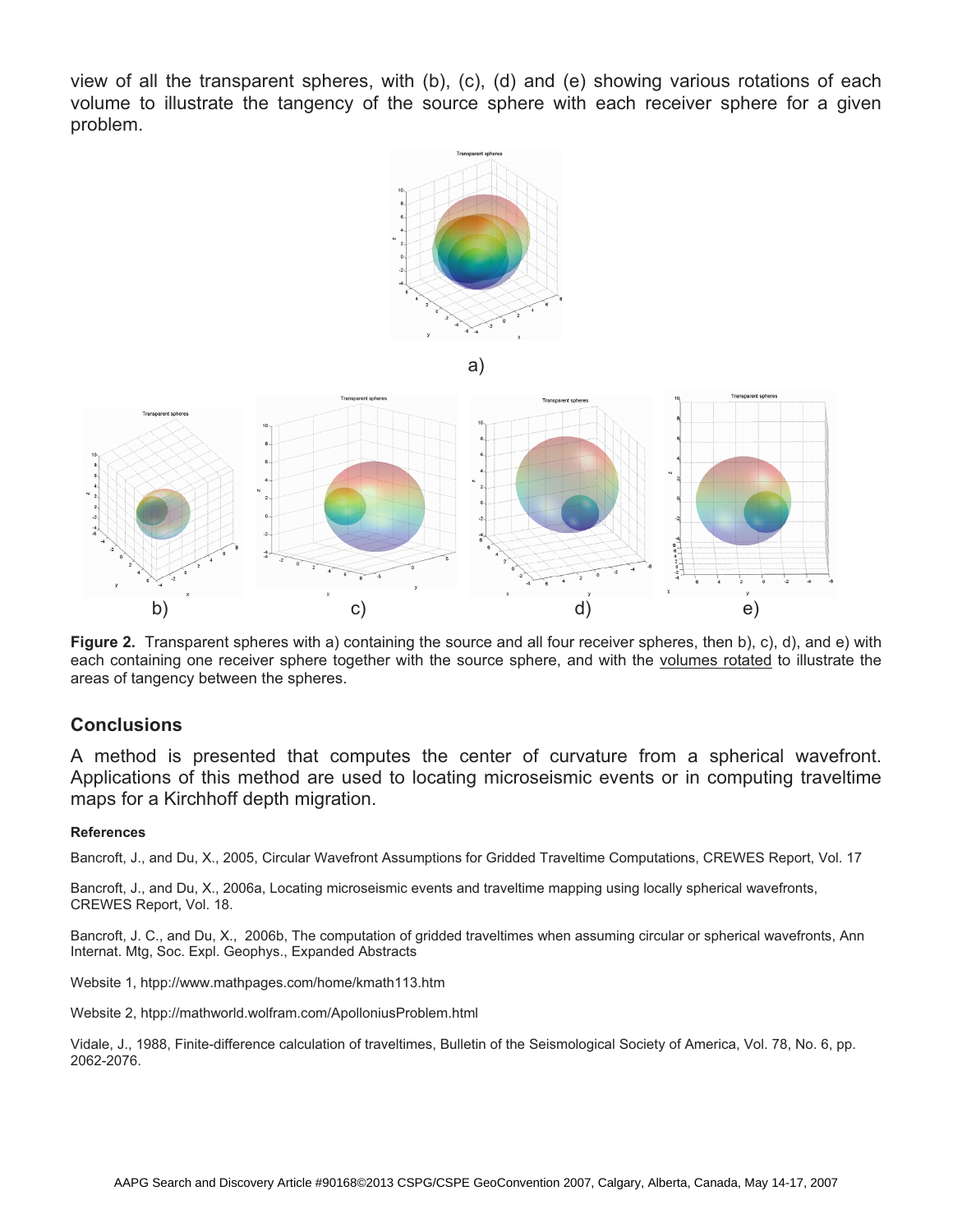view of all the transparent spheres, with (b), (c), (d) and (e) showing various rotations of each volume to illustrate the tangency of the source sphere with each receiver sphere for a given problem.

a)

b) c) d) e)

**Figure 2.** Transparent spheres with a) containing the source and all four receiver spheres, then b), c), d), and e) with each containing one receiver sphere together with the source sphere, and with the volumes rotated to illustrate the areas of tangency between the spheres.

## Conclusions

A method is presented that computes the center of curvature from a spherical wavefront. Applications of this method are used to locating microseismic events or in computing traveltime maps for a Kirchhoff depth migration.

#### References

Bancroft, J., and Du, X., 2005, Circular Wavefront Assumptions for Gridded Traveltime Computations, CREWES Report, Vol. 17

Bancroft, J., and Du, X., 2006a, Locating microseismic events and traveltime mapping using locally spherical wavefronts, CREWES Report, Vol. 18.

Bancroft, J. C., and Du, X., 2006b, The computation of gridded traveltimes when assuming circular or spherical wavefronts, Ann Internat. Mtg, Soc. Expl. Geophys., Expanded Abstracts

Website 1, htpp://www.mathpages.com/home/kmath113.htm

Website 2, htpp://mathworld.wolfram.com/ApolloniusProblem.html

Vidale, J., 1988, Finite-difference calculation of traveltimes, Bulletin of the Seismological Society of America, Vol. 78, No. 6, pp. 2062-2076.